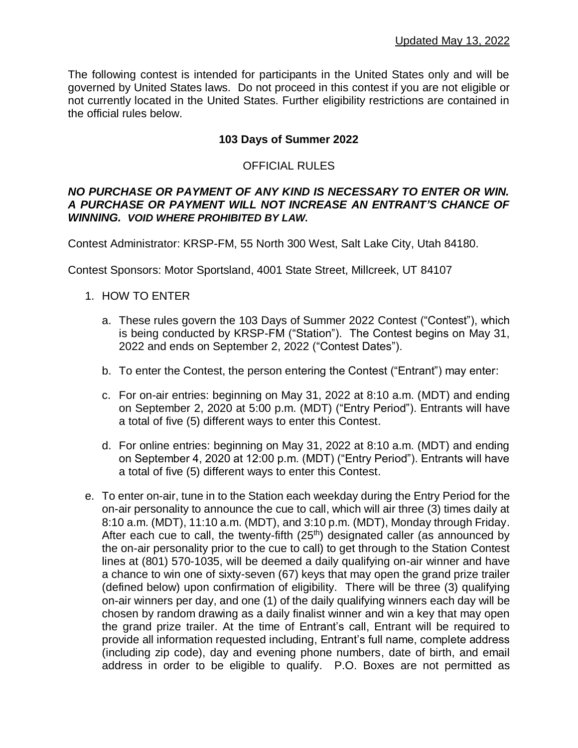Updated May 13, 2022

The following contest is intended for participants in the United States only and will be governed by United States laws. Do not proceed in this contest if you are not eligible or not currently located in the United States. Further eligibility restrictions are contained in the official rules below.

**103 Days of Summer 2022**

OFFICIAL RULES

***NO PURCHASE OR PAYMENT OF ANY KIND IS NECESSARY TO ENTER OR WIN. A PURCHASE OR PAYMENT WILL NOT INCREASE AN ENTRANT'S CHANCE OF WINNING. VOID WHERE PROHIBITED BY LAW.***

Contest Administrator: KRSP-FM, 55 North 300 West, Salt Lake City, Utah 84180.

Contest Sponsors: Motor Sportsland, 4001 State Street, Millcreek, UT 84107

1. HOW TO ENTER

   a. These rules govern the 103 Days of Summer 2022 Contest ("Contest"), which is being conducted by KRSP-FM ("Station"). The Contest begins on May 31, 2022 and ends on September 2, 2022 ("Contest Dates").

   b. To enter the Contest, the person entering the Contest ("Entrant") may enter:

   c. For on-air entries: beginning on May 31, 2022 at 8:10 a.m. (MDT) and ending on September 2, 2020 at 5:00 p.m. (MDT) ("Entry Period"). Entrants will have a total of five (5) different ways to enter this Contest.

   d. For online entries: beginning on May 31, 2022 at 8:10 a.m. (MDT) and ending on September 4, 2020 at 12:00 p.m. (MDT) ("Entry Period"). Entrants will have a total of five (5) different ways to enter this Contest.

e. To enter on-air, tune in to the Station each weekday during the Entry Period for the on-air personality to announce the cue to call, which will air three (3) times daily at 8:10 a.m. (MDT), 11:10 a.m. (MDT), and 3:10 p.m. (MDT), Monday through Friday. After each cue to call, the twenty-fifth (25th) designated caller (as announced by the on-air personality prior to the cue to call) to get through to the Station Contest lines at (801) 570-1035, will be deemed a daily qualifying on-air winner and have a chance to win one of sixty-seven (67) keys that may open the grand prize trailer (defined below) upon confirmation of eligibility. There will be three (3) qualifying on-air winners per day, and one (1) of the daily qualifying winners each day will be chosen by random drawing as a daily finalist winner and win a key that may open the grand prize trailer. At the time of Entrant's call, Entrant will be required to provide all information requested including, Entrant's full name, complete address (including zip code), day and evening phone numbers, date of birth, and email address in order to be eligible to qualify. P.O. Boxes are not permitted as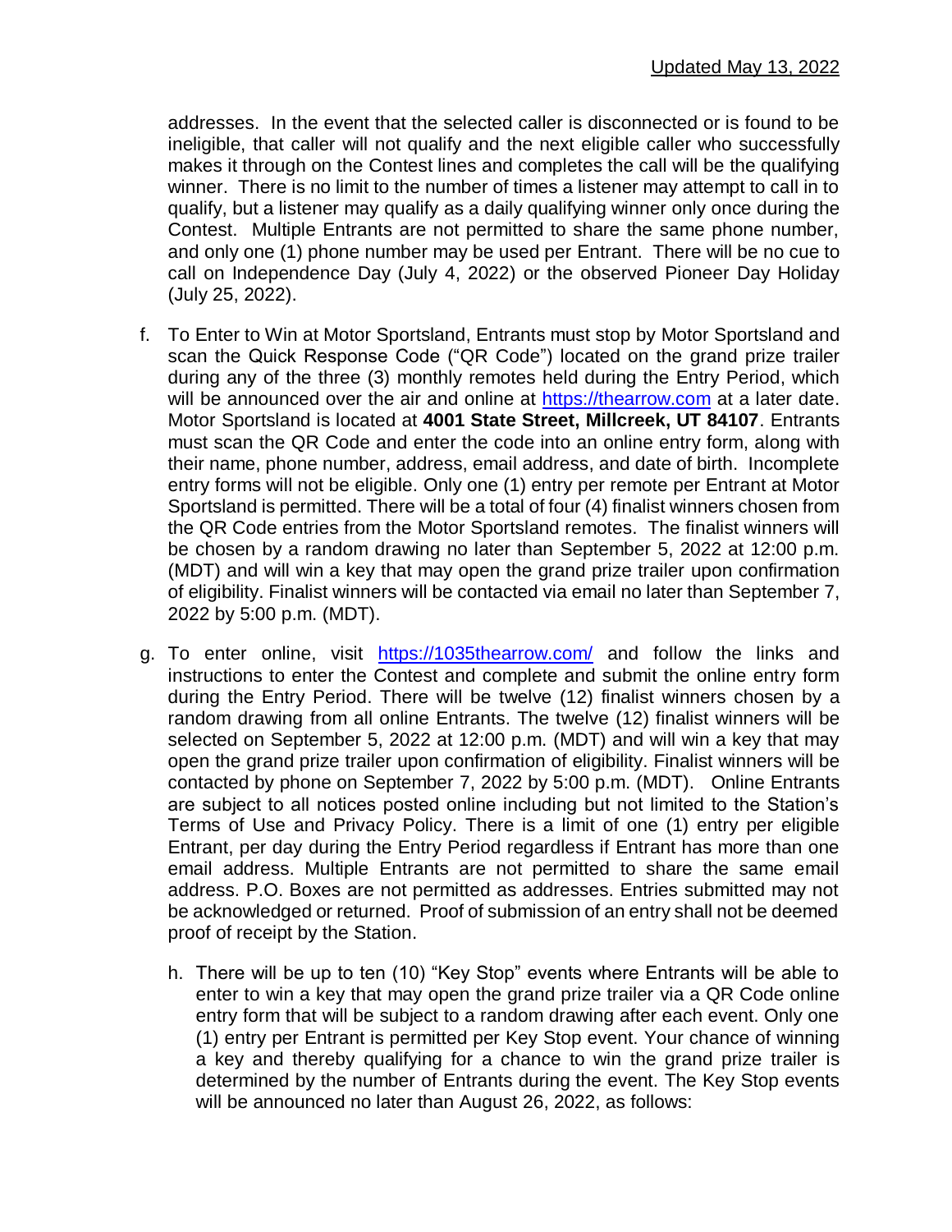addresses. In the event that the selected caller is disconnected or is found to be ineligible, that caller will not qualify and the next eligible caller who successfully makes it through on the Contest lines and completes the call will be the qualifying winner. There is no limit to the number of times a listener may attempt to call in to qualify, but a listener may qualify as a daily qualifying winner only once during the Contest. Multiple Entrants are not permitted to share the same phone number, and only one (1) phone number may be used per Entrant. There will be no cue to call on Independence Day (July 4, 2022) or the observed Pioneer Day Holiday (July 25, 2022).

f. To Enter to Win at Motor Sportsland, Entrants must stop by Motor Sportsland and scan the Quick Response Code ("QR Code") located on the grand prize trailer during any of the three (3) monthly remotes held during the Entry Period, which will be announced over the air and online at [https://thearrow.com](https://thearrow.com) at a later date. Motor Sportsland is located at **4001 State Street, Millcreek, UT 84107**. Entrants must scan the QR Code and enter the code into an online entry form, along with their name, phone number, address, email address, and date of birth. Incomplete entry forms will not be eligible. Only one (1) entry per remote per Entrant at Motor Sportsland is permitted. There will be a total of four (4) finalist winners chosen from the QR Code entries from the Motor Sportsland remotes. The finalist winners will be chosen by a random drawing no later than September 5, 2022 at 12:00 p.m. (MDT) and will win a key that may open the grand prize trailer upon confirmation of eligibility. Finalist winners will be contacted via email no later than September 7, 2022 by 5:00 p.m. (MDT).

g. To enter online, visit [https://1035thearrow.com/](https://1035thearrow.com/) and follow the links and instructions to enter the Contest and complete and submit the online entry form during the Entry Period. There will be twelve (12) finalist winners chosen by a random drawing from all online Entrants. The twelve (12) finalist winners will be selected on September 5, 2022 at 12:00 p.m. (MDT) and will win a key that may open the grand prize trailer upon confirmation of eligibility. Finalist winners will be contacted by phone on September 7, 2022 by 5:00 p.m. (MDT). Online Entrants are subject to all notices posted online including but not limited to the Station's Terms of Use and Privacy Policy. There is a limit of one (1) entry per eligible Entrant, per day during the Entry Period regardless if Entrant has more than one email address. Multiple Entrants are not permitted to share the same email address. P.O. Boxes are not permitted as addresses. Entries submitted may not be acknowledged or returned. Proof of submission of an entry shall not be deemed proof of receipt by the Station.

h. There will be up to ten (10) "Key Stop" events where Entrants will be able to enter to win a key that may open the grand prize trailer via a QR Code online entry form that will be subject to a random drawing after each event. Only one (1) entry per Entrant is permitted per Key Stop event. Your chance of winning a key and thereby qualifying for a chance to win the grand prize trailer is determined by the number of Entrants during the event. The Key Stop events will be announced no later than August 26, 2022, as follows: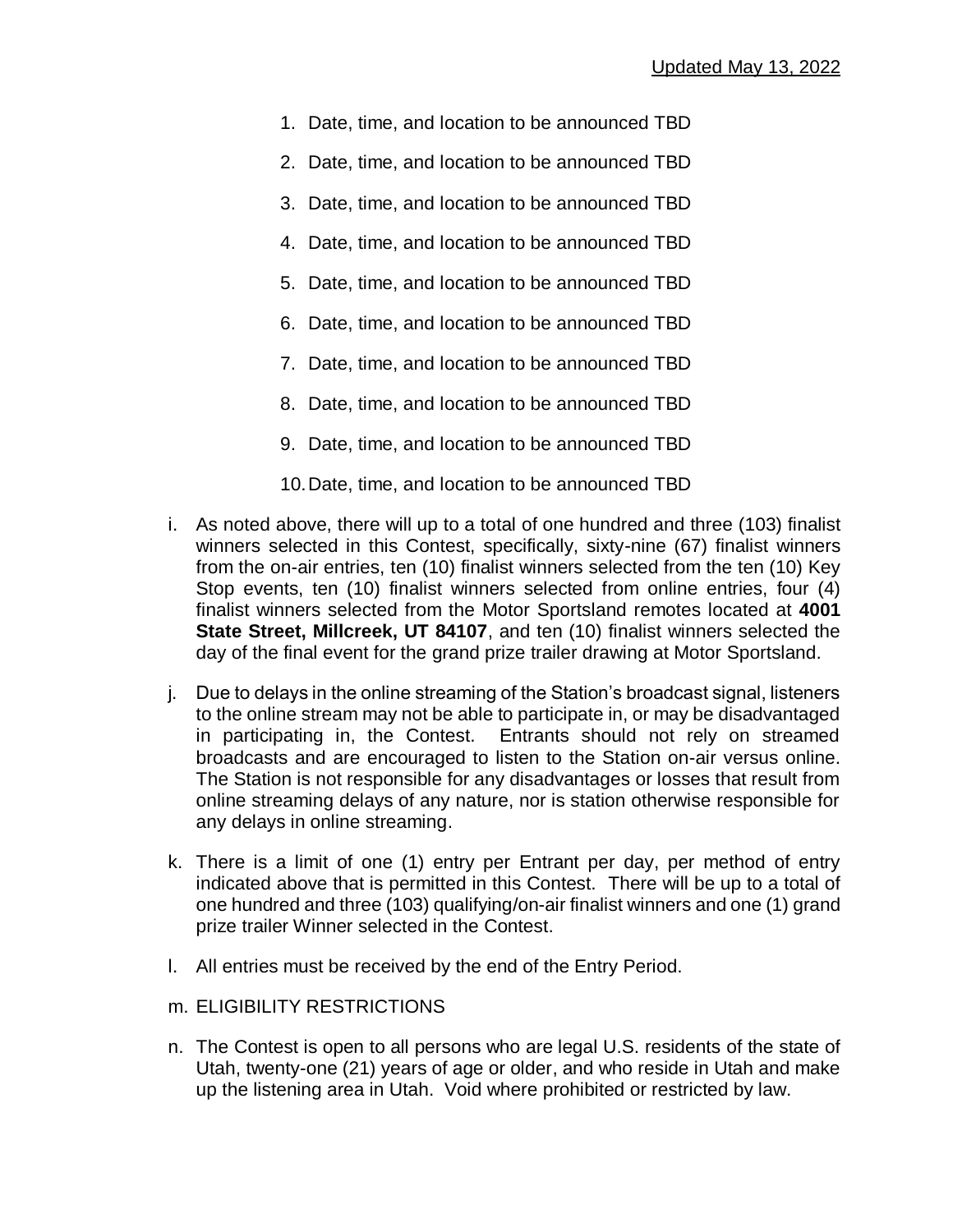1. Date, time, and location to be announced TBD
2. Date, time, and location to be announced TBD
3. Date, time, and location to be announced TBD
4. Date, time, and location to be announced TBD
5. Date, time, and location to be announced TBD
6. Date, time, and location to be announced TBD
7. Date, time, and location to be announced TBD
8. Date, time, and location to be announced TBD
9. Date, time, and location to be announced TBD
10. Date, time, and location to be announced TBD

i. As noted above, there will up to a total of one hundred and three (103) finalist winners selected in this Contest, specifically, sixty-nine (67) finalist winners from the on-air entries, ten (10) finalist winners selected from the ten (10) Key Stop events, ten (10) finalist winners selected from online entries, four (4) finalist winners selected from the Motor Sportsland remotes located at **4001 State Street, Millcreek, UT 84107**, and ten (10) finalist winners selected the day of the final event for the grand prize trailer drawing at Motor Sportsland.

j. Due to delays in the online streaming of the Station's broadcast signal, listeners to the online stream may not be able to participate in, or may be disadvantaged in participating in, the Contest. Entrants should not rely on streamed broadcasts and are encouraged to listen to the Station on-air versus online. The Station is not responsible for any disadvantages or losses that result from online streaming delays of any nature, nor is station otherwise responsible for any delays in online streaming.

k. There is a limit of one (1) entry per Entrant per day, per method of entry indicated above that is permitted in this Contest. There will be up to a total of one hundred and three (103) qualifying/on-air finalist winners and one (1) grand prize trailer Winner selected in the Contest.

l. All entries must be received by the end of the Entry Period.

m. ELIGIBILITY RESTRICTIONS

n. The Contest is open to all persons who are legal U.S. residents of the state of Utah, twenty-one (21) years of age or older, and who reside in Utah and make up the listening area in Utah. Void where prohibited or restricted by law.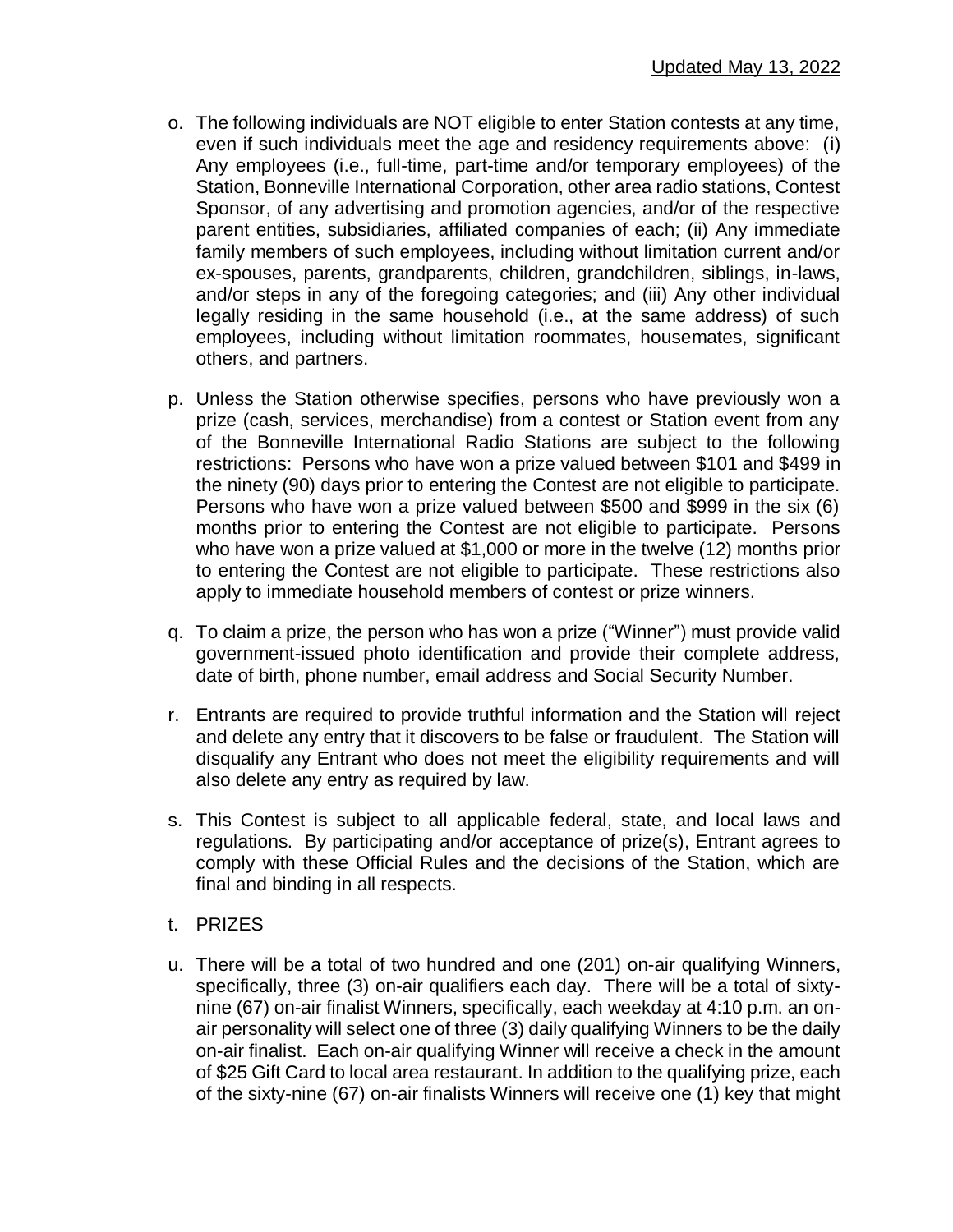Updated May 13, 2022

o. The following individuals are NOT eligible to enter Station contests at any time, even if such individuals meet the age and residency requirements above: (i) Any employees (i.e., full-time, part-time and/or temporary employees) of the Station, Bonneville International Corporation, other area radio stations, Contest Sponsor, of any advertising and promotion agencies, and/or of the respective parent entities, subsidiaries, affiliated companies of each; (ii) Any immediate family members of such employees, including without limitation current and/or ex-spouses, parents, grandparents, children, grandchildren, siblings, in-laws, and/or steps in any of the foregoing categories; and (iii) Any other individual legally residing in the same household (i.e., at the same address) of such employees, including without limitation roommates, housemates, significant others, and partners.

p. Unless the Station otherwise specifies, persons who have previously won a prize (cash, services, merchandise) from a contest or Station event from any of the Bonneville International Radio Stations are subject to the following restrictions: Persons who have won a prize valued between $101 and $499 in the ninety (90) days prior to entering the Contest are not eligible to participate. Persons who have won a prize valued between $500 and $999 in the six (6) months prior to entering the Contest are not eligible to participate. Persons who have won a prize valued at $1,000 or more in the twelve (12) months prior to entering the Contest are not eligible to participate. These restrictions also apply to immediate household members of contest or prize winners.

q. To claim a prize, the person who has won a prize ("Winner") must provide valid government-issued photo identification and provide their complete address, date of birth, phone number, email address and Social Security Number.

r. Entrants are required to provide truthful information and the Station will reject and delete any entry that it discovers to be false or fraudulent. The Station will disqualify any Entrant who does not meet the eligibility requirements and will also delete any entry as required by law.

s. This Contest is subject to all applicable federal, state, and local laws and regulations. By participating and/or acceptance of prize(s), Entrant agrees to comply with these Official Rules and the decisions of the Station, which are final and binding in all respects.

t. PRIZES

u. There will be a total of two hundred and one (201) on-air qualifying Winners, specifically, three (3) on-air qualifiers each day. There will be a total of sixty-nine (67) on-air finalist Winners, specifically, each weekday at 4:10 p.m. an on-air personality will select one of three (3) daily qualifying Winners to be the daily on-air finalist. Each on-air qualifying Winner will receive a check in the amount of $25 Gift Card to local area restaurant. In addition to the qualifying prize, each of the sixty-nine (67) on-air finalists Winners will receive one (1) key that might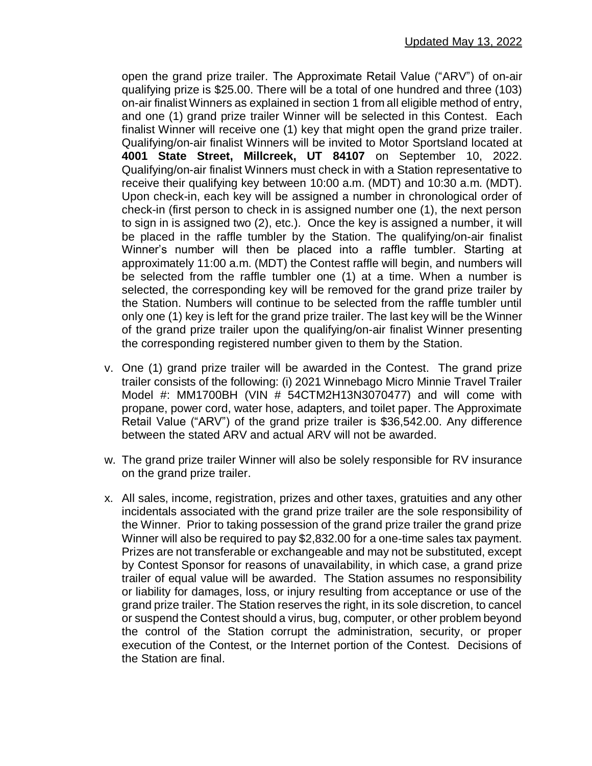open the grand prize trailer. The Approximate Retail Value ("ARV") of on-air qualifying prize is $25.00. There will be a total of one hundred and three (103) on-air finalist Winners as explained in section 1 from all eligible method of entry, and one (1) grand prize trailer Winner will be selected in this Contest. Each finalist Winner will receive one (1) key that might open the grand prize trailer. Qualifying/on-air finalist Winners will be invited to Motor Sportsland located at **4001 State Street, Millcreek, UT 84107** on September 10, 2022. Qualifying/on-air finalist Winners must check in with a Station representative to receive their qualifying key between 10:00 a.m. (MDT) and 10:30 a.m. (MDT). Upon check-in, each key will be assigned a number in chronological order of check-in (first person to check in is assigned number one (1), the next person to sign in is assigned two (2), etc.). Once the key is assigned a number, it will be placed in the raffle tumbler by the Station. The qualifying/on-air finalist Winner's number will then be placed into a raffle tumbler. Starting at approximately 11:00 a.m. (MDT) the Contest raffle will begin, and numbers will be selected from the raffle tumbler one (1) at a time. When a number is selected, the corresponding key will be removed for the grand prize trailer by the Station. Numbers will continue to be selected from the raffle tumbler until only one (1) key is left for the grand prize trailer. The last key will be the Winner of the grand prize trailer upon the qualifying/on-air finalist Winner presenting the corresponding registered number given to them by the Station.

v. One (1) grand prize trailer will be awarded in the Contest. The grand prize trailer consists of the following: (i) 2021 Winnebago Micro Minnie Travel Trailer Model #: MM1700BH (VIN # 54CTM2H13N3070477) and will come with propane, power cord, water hose, adapters, and toilet paper. The Approximate Retail Value ("ARV") of the grand prize trailer is $36,542.00. Any difference between the stated ARV and actual ARV will not be awarded.

w. The grand prize trailer Winner will also be solely responsible for RV insurance on the grand prize trailer.

x. All sales, income, registration, prizes and other taxes, gratuities and any other incidentals associated with the grand prize trailer are the sole responsibility of the Winner. Prior to taking possession of the grand prize trailer the grand prize Winner will also be required to pay $2,832.00 for a one-time sales tax payment. Prizes are not transferable or exchangeable and may not be substituted, except by Contest Sponsor for reasons of unavailability, in which case, a grand prize trailer of equal value will be awarded. The Station assumes no responsibility or liability for damages, loss, or injury resulting from acceptance or use of the grand prize trailer. The Station reserves the right, in its sole discretion, to cancel or suspend the Contest should a virus, bug, computer, or other problem beyond the control of the Station corrupt the administration, security, or proper execution of the Contest, or the Internet portion of the Contest. Decisions of the Station are final.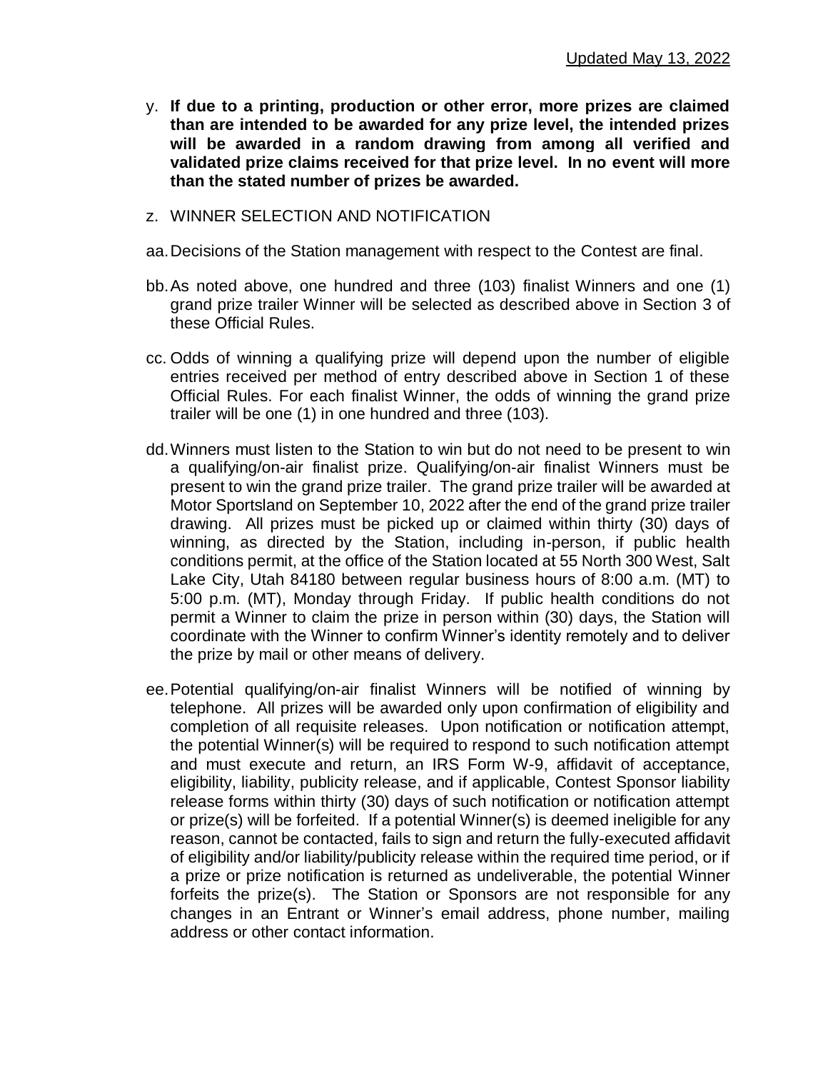y. **If due to a printing, production or other error, more prizes are claimed than are intended to be awarded for any prize level, the intended prizes will be awarded in a random drawing from among all verified and validated prize claims received for that prize level. In no event will more than the stated number of prizes be awarded.**

z. WINNER SELECTION AND NOTIFICATION

aa. Decisions of the Station management with respect to the Contest are final.

bb. As noted above, one hundred and three (103) finalist Winners and one (1) grand prize trailer Winner will be selected as described above in Section 3 of these Official Rules.

cc. Odds of winning a qualifying prize will depend upon the number of eligible entries received per method of entry described above in Section 1 of these Official Rules. For each finalist Winner, the odds of winning the grand prize trailer will be one (1) in one hundred and three (103).

dd. Winners must listen to the Station to win but do not need to be present to win a qualifying/on-air finalist prize. Qualifying/on-air finalist Winners must be present to win the grand prize trailer. The grand prize trailer will be awarded at Motor Sportsland on September 10, 2022 after the end of the grand prize trailer drawing. All prizes must be picked up or claimed within thirty (30) days of winning, as directed by the Station, including in-person, if public health conditions permit, at the office of the Station located at 55 North 300 West, Salt Lake City, Utah 84180 between regular business hours of 8:00 a.m. (MT) to 5:00 p.m. (MT), Monday through Friday. If public health conditions do not permit a Winner to claim the prize in person within (30) days, the Station will coordinate with the Winner to confirm Winner's identity remotely and to deliver the prize by mail or other means of delivery.

ee. Potential qualifying/on-air finalist Winners will be notified of winning by telephone. All prizes will be awarded only upon confirmation of eligibility and completion of all requisite releases. Upon notification or notification attempt, the potential Winner(s) will be required to respond to such notification attempt and must execute and return, an IRS Form W-9, affidavit of acceptance, eligibility, liability, publicity release, and if applicable, Contest Sponsor liability release forms within thirty (30) days of such notification or notification attempt or prize(s) will be forfeited. If a potential Winner(s) is deemed ineligible for any reason, cannot be contacted, fails to sign and return the fully-executed affidavit of eligibility and/or liability/publicity release within the required time period, or if a prize or prize notification is returned as undeliverable, the potential Winner forfeits the prize(s). The Station or Sponsors are not responsible for any changes in an Entrant or Winner's email address, phone number, mailing address or other contact information.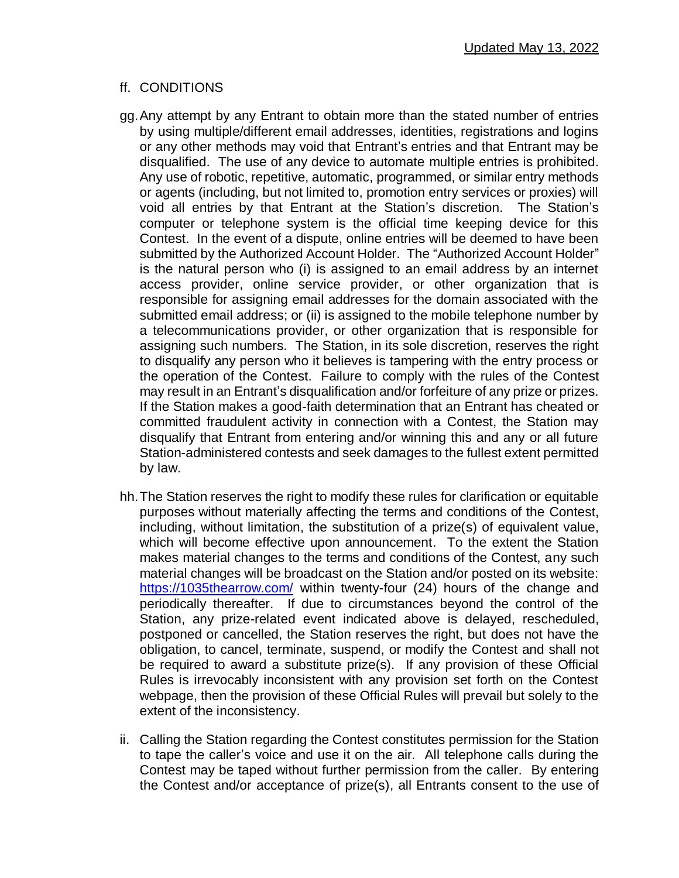ff. CONDITIONS

gg. Any attempt by any Entrant to obtain more than the stated number of entries by using multiple/different email addresses, identities, registrations and logins or any other methods may void that Entrant's entries and that Entrant may be disqualified. The use of any device to automate multiple entries is prohibited. Any use of robotic, repetitive, automatic, programmed, or similar entry methods or agents (including, but not limited to, promotion entry services or proxies) will void all entries by that Entrant at the Station's discretion. The Station's computer or telephone system is the official time keeping device for this Contest. In the event of a dispute, online entries will be deemed to have been submitted by the Authorized Account Holder. The "Authorized Account Holder" is the natural person who (i) is assigned to an email address by an internet access provider, online service provider, or other organization that is responsible for assigning email addresses for the domain associated with the submitted email address; or (ii) is assigned to the mobile telephone number by a telecommunications provider, or other organization that is responsible for assigning such numbers. The Station, in its sole discretion, reserves the right to disqualify any person who it believes is tampering with the entry process or the operation of the Contest. Failure to comply with the rules of the Contest may result in an Entrant's disqualification and/or forfeiture of any prize or prizes. If the Station makes a good-faith determination that an Entrant has cheated or committed fraudulent activity in connection with a Contest, the Station may disqualify that Entrant from entering and/or winning this and any or all future Station-administered contests and seek damages to the fullest extent permitted by law.

hh. The Station reserves the right to modify these rules for clarification or equitable purposes without materially affecting the terms and conditions of the Contest, including, without limitation, the substitution of a prize(s) of equivalent value, which will become effective upon announcement. To the extent the Station makes material changes to the terms and conditions of the Contest, any such material changes will be broadcast on the Station and/or posted on its website: [https://1035thearrow.com/](https://1035thearrow.com/) within twenty-four (24) hours of the change and periodically thereafter. If due to circumstances beyond the control of the Station, any prize-related event indicated above is delayed, rescheduled, postponed or cancelled, the Station reserves the right, but does not have the obligation, to cancel, terminate, suspend, or modify the Contest and shall not be required to award a substitute prize(s). If any provision of these Official Rules is irrevocably inconsistent with any provision set forth on the Contest webpage, then the provision of these Official Rules will prevail but solely to the extent of the inconsistency.

ii. Calling the Station regarding the Contest constitutes permission for the Station to tape the caller's voice and use it on the air. All telephone calls during the Contest may be taped without further permission from the caller. By entering the Contest and/or acceptance of prize(s), all Entrants consent to the use of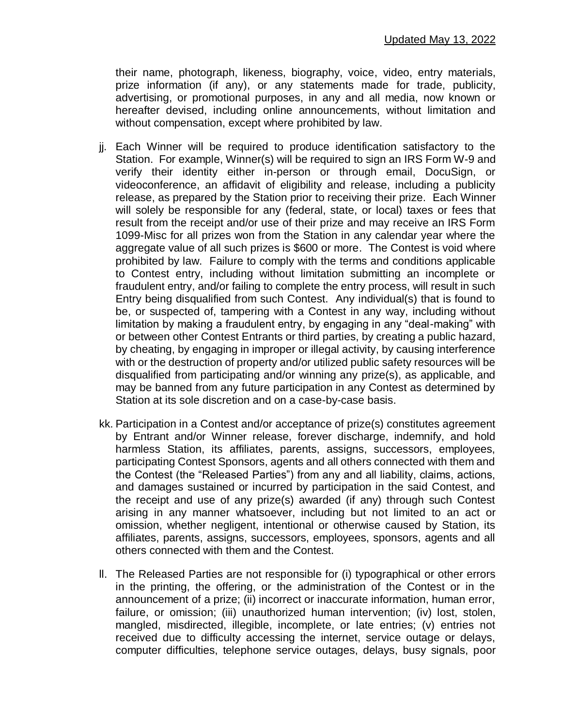their name, photograph, likeness, biography, voice, video, entry materials, prize information (if any), or any statements made for trade, publicity, advertising, or promotional purposes, in any and all media, now known or hereafter devised, including online announcements, without limitation and without compensation, except where prohibited by law.

jj. Each Winner will be required to produce identification satisfactory to the Station. For example, Winner(s) will be required to sign an IRS Form W-9 and verify their identity either in-person or through email, DocuSign, or videoconference, an affidavit of eligibility and release, including a publicity release, as prepared by the Station prior to receiving their prize. Each Winner will solely be responsible for any (federal, state, or local) taxes or fees that result from the receipt and/or use of their prize and may receive an IRS Form 1099-Misc for all prizes won from the Station in any calendar year where the aggregate value of all such prizes is $600 or more. The Contest is void where prohibited by law. Failure to comply with the terms and conditions applicable to Contest entry, including without limitation submitting an incomplete or fraudulent entry, and/or failing to complete the entry process, will result in such Entry being disqualified from such Contest. Any individual(s) that is found to be, or suspected of, tampering with a Contest in any way, including without limitation by making a fraudulent entry, by engaging in any "deal-making" with or between other Contest Entrants or third parties, by creating a public hazard, by cheating, by engaging in improper or illegal activity, by causing interference with or the destruction of property and/or utilized public safety resources will be disqualified from participating and/or winning any prize(s), as applicable, and may be banned from any future participation in any Contest as determined by Station at its sole discretion and on a case-by-case basis.

kk. Participation in a Contest and/or acceptance of prize(s) constitutes agreement by Entrant and/or Winner release, forever discharge, indemnify, and hold harmless Station, its affiliates, parents, assigns, successors, employees, participating Contest Sponsors, agents and all others connected with them and the Contest (the "Released Parties") from any and all liability, claims, actions, and damages sustained or incurred by participation in the said Contest, and the receipt and use of any prize(s) awarded (if any) through such Contest arising in any manner whatsoever, including but not limited to an act or omission, whether negligent, intentional or otherwise caused by Station, its affiliates, parents, assigns, successors, employees, sponsors, agents and all others connected with them and the Contest.

ll. The Released Parties are not responsible for (i) typographical or other errors in the printing, the offering, or the administration of the Contest or in the announcement of a prize; (ii) incorrect or inaccurate information, human error, failure, or omission; (iii) unauthorized human intervention; (iv) lost, stolen, mangled, misdirected, illegible, incomplete, or late entries; (v) entries not received due to difficulty accessing the internet, service outage or delays, computer difficulties, telephone service outages, delays, busy signals, poor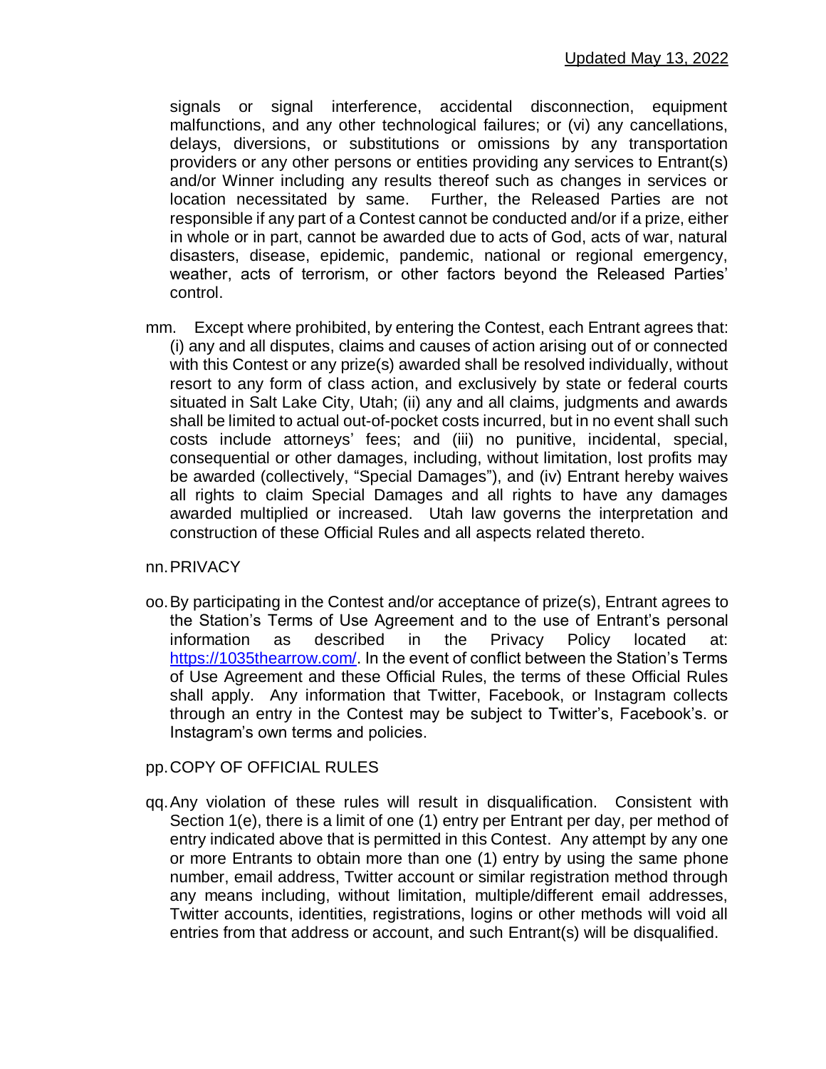signals or signal interference, accidental disconnection, equipment malfunctions, and any other technological failures; or (vi) any cancellations, delays, diversions, or substitutions or omissions by any transportation providers or any other persons or entities providing any services to Entrant(s) and/or Winner including any results thereof such as changes in services or location necessitated by same. Further, the Released Parties are not responsible if any part of a Contest cannot be conducted and/or if a prize, either in whole or in part, cannot be awarded due to acts of God, acts of war, natural disasters, disease, epidemic, pandemic, national or regional emergency, weather, acts of terrorism, or other factors beyond the Released Parties' control.

mm. Except where prohibited, by entering the Contest, each Entrant agrees that: (i) any and all disputes, claims and causes of action arising out of or connected with this Contest or any prize(s) awarded shall be resolved individually, without resort to any form of class action, and exclusively by state or federal courts situated in Salt Lake City, Utah; (ii) any and all claims, judgments and awards shall be limited to actual out-of-pocket costs incurred, but in no event shall such costs include attorneys' fees; and (iii) no punitive, incidental, special, consequential or other damages, including, without limitation, lost profits may be awarded (collectively, "Special Damages"), and (iv) Entrant hereby waives all rights to claim Special Damages and all rights to have any damages awarded multiplied or increased. Utah law governs the interpretation and construction of these Official Rules and all aspects related thereto.

nn. PRIVACY

oo. By participating in the Contest and/or acceptance of prize(s), Entrant agrees to the Station's Terms of Use Agreement and to the use of Entrant's personal information as described in the Privacy Policy located at: https://1035thearrow.com/. In the event of conflict between the Station's Terms of Use Agreement and these Official Rules, the terms of these Official Rules shall apply. Any information that Twitter, Facebook, or Instagram collects through an entry in the Contest may be subject to Twitter's, Facebook's. or Instagram's own terms and policies.

pp. COPY OF OFFICIAL RULES

qq. Any violation of these rules will result in disqualification. Consistent with Section 1(e), there is a limit of one (1) entry per Entrant per day, per method of entry indicated above that is permitted in this Contest. Any attempt by any one or more Entrants to obtain more than one (1) entry by using the same phone number, email address, Twitter account or similar registration method through any means including, without limitation, multiple/different email addresses, Twitter accounts, identities, registrations, logins or other methods will void all entries from that address or account, and such Entrant(s) will be disqualified.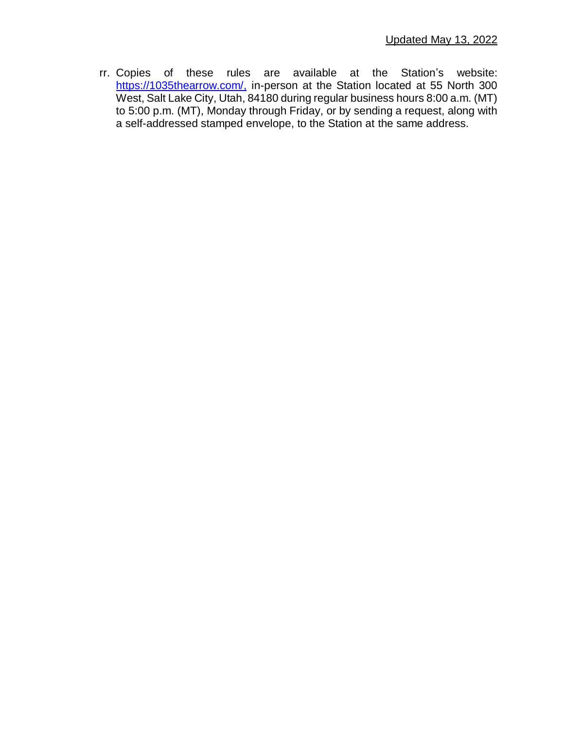rr. Copies of these rules are available at the Station's website: https://1035thearrow.com/, in-person at the Station located at 55 North 300 West, Salt Lake City, Utah, 84180 during regular business hours 8:00 a.m. (MT) to 5:00 p.m. (MT), Monday through Friday, or by sending a request, along with a self-addressed stamped envelope, to the Station at the same address.